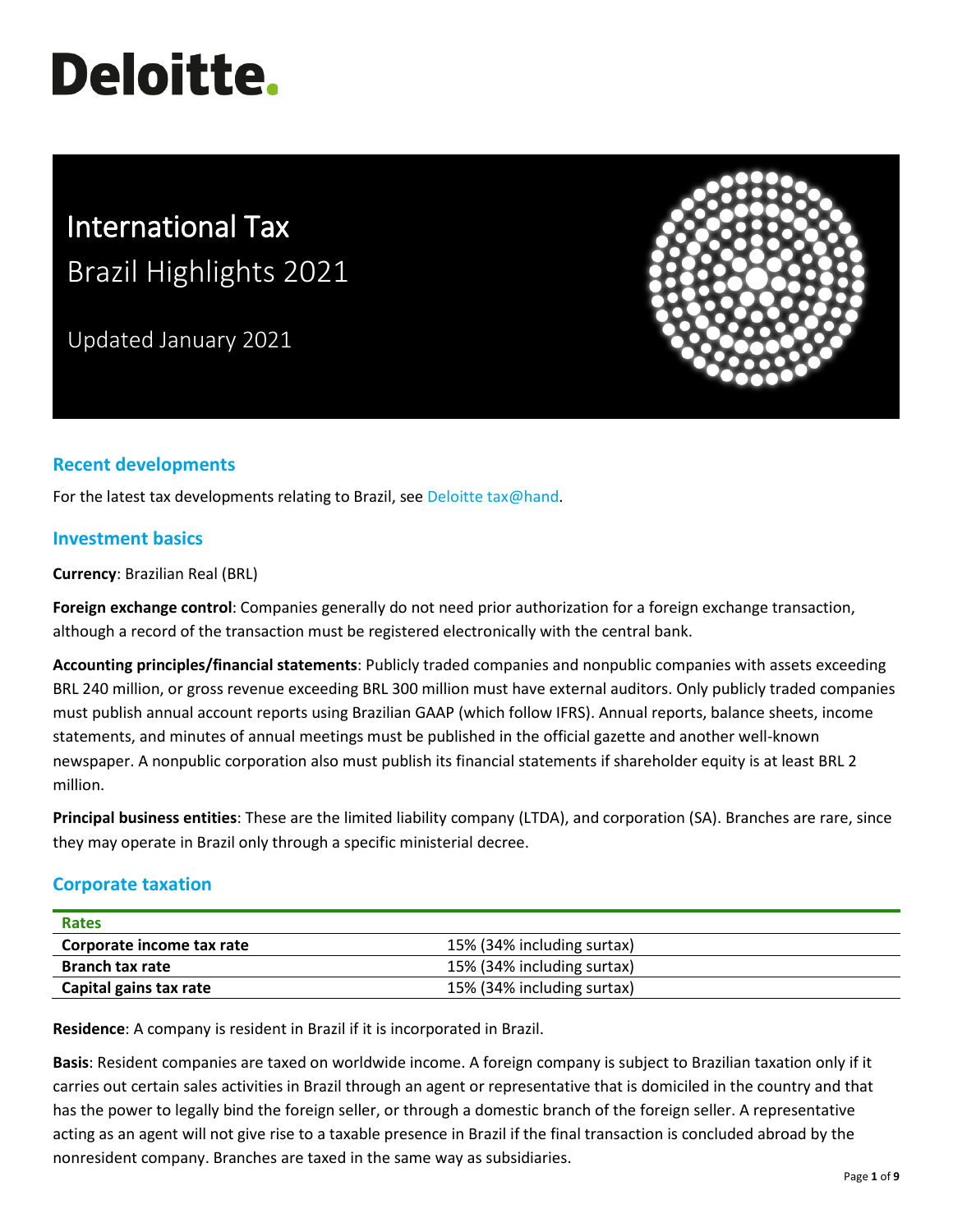Deloitte.

# International Tax

## Brazil Highlights 2021

Updated January 2021

## Recent developments

For the latest tax developments relating to Brazil, see Deloitte tax@hand.

## Investment basics

**Currency**: Brazilian Real (BRL)

**Foreign exchange control**: Companies generally do not need prior authorization for a foreign exchange transaction, although a record of the transaction must be registered electronically with the central bank.

**Accounting principles/financial statements**: Publicly traded companies and nonpublic companies with assets exceeding BRL 240 million, or gross revenue exceeding BRL 300 million must have external auditors. Only publicly traded companies must publish annual account reports using Brazilian GAAP (which follow IFRS). Annual reports, balance sheets, income statements, and minutes of annual meetings must be published in the official gazette and another well-known newspaper. A nonpublic corporation also must publish its financial statements if shareholder equity is at least BRL 2 million.

**Principal business entities**: These are the limited liability company (LTDA), and corporation (SA). Branches are rare, since they may operate in Brazil only through a specific ministerial decree.

## Corporate taxation

| Rates | |
|---|---|
| **Corporate income tax rate** | 15% (34% including surtax) |
| **Branch tax rate** | 15% (34% including surtax) |
| **Capital gains tax rate** | 15% (34% including surtax) |

**Residence**: A company is resident in Brazil if it is incorporated in Brazil.

**Basis**: Resident companies are taxed on worldwide income. A foreign company is subject to Brazilian taxation only if it carries out certain sales activities in Brazil through an agent or representative that is domiciled in the country and that has the power to legally bind the foreign seller, or through a domestic branch of the foreign seller. A representative acting as an agent will not give rise to a taxable presence in Brazil if the final transaction is concluded abroad by the nonresident company. Branches are taxed in the same way as subsidiaries.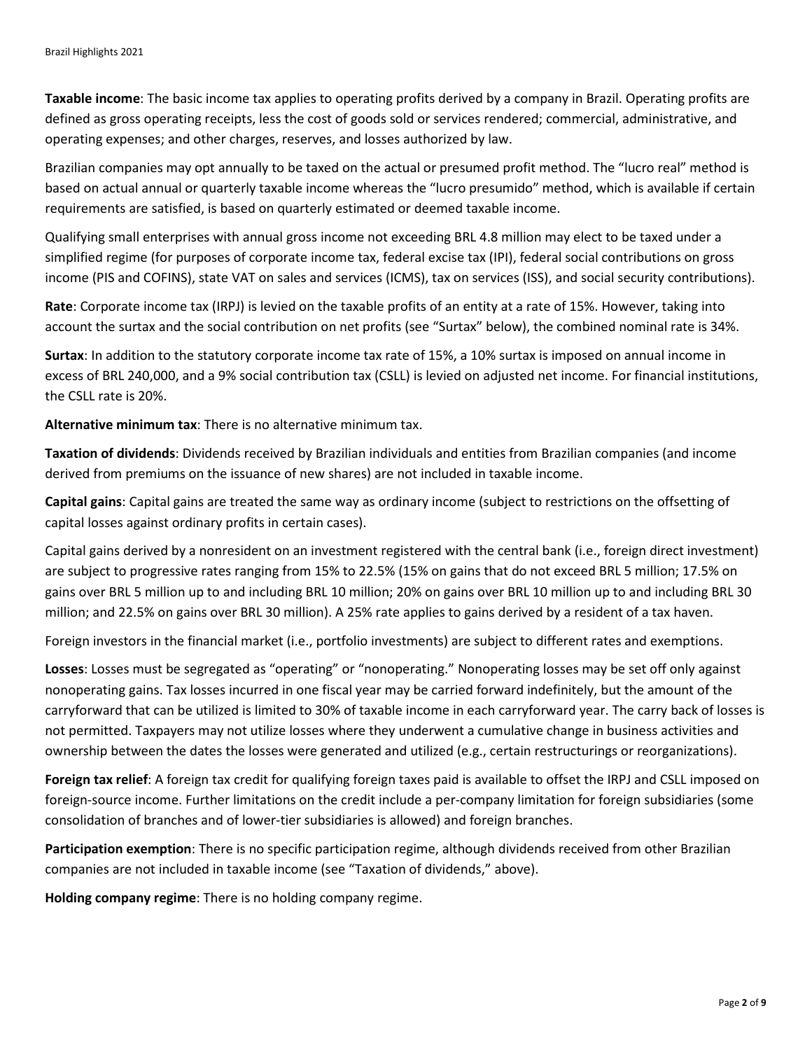**Taxable income**: The basic income tax applies to operating profits derived by a company in Brazil. Operating profits are defined as gross operating receipts, less the cost of goods sold or services rendered; commercial, administrative, and operating expenses; and other charges, reserves, and losses authorized by law.

Brazilian companies may opt annually to be taxed on the actual or presumed profit method. The "lucro real" method is based on actual annual or quarterly taxable income whereas the "lucro presumido" method, which is available if certain requirements are satisfied, is based on quarterly estimated or deemed taxable income.

Qualifying small enterprises with annual gross income not exceeding BRL 4.8 million may elect to be taxed under a simplified regime (for purposes of corporate income tax, federal excise tax (IPI), federal social contributions on gross income (PIS and COFINS), state VAT on sales and services (ICMS), tax on services (ISS), and social security contributions).

**Rate**: Corporate income tax (IRPJ) is levied on the taxable profits of an entity at a rate of 15%. However, taking into account the surtax and the social contribution on net profits (see "Surtax" below), the combined nominal rate is 34%.

**Surtax**: In addition to the statutory corporate income tax rate of 15%, a 10% surtax is imposed on annual income in excess of BRL 240,000, and a 9% social contribution tax (CSLL) is levied on adjusted net income. For financial institutions, the CSLL rate is 20%.

**Alternative minimum tax**: There is no alternative minimum tax.

**Taxation of dividends**: Dividends received by Brazilian individuals and entities from Brazilian companies (and income derived from premiums on the issuance of new shares) are not included in taxable income.

**Capital gains**: Capital gains are treated the same way as ordinary income (subject to restrictions on the offsetting of capital losses against ordinary profits in certain cases).

Capital gains derived by a nonresident on an investment registered with the central bank (i.e., foreign direct investment) are subject to progressive rates ranging from 15% to 22.5% (15% on gains that do not exceed BRL 5 million; 17.5% on gains over BRL 5 million up to and including BRL 10 million; 20% on gains over BRL 10 million up to and including BRL 30 million; and 22.5% on gains over BRL 30 million). A 25% rate applies to gains derived by a resident of a tax haven.

Foreign investors in the financial market (i.e., portfolio investments) are subject to different rates and exemptions.

**Losses**: Losses must be segregated as "operating" or "nonoperating." Nonoperating losses may be set off only against nonoperating gains. Tax losses incurred in one fiscal year may be carried forward indefinitely, but the amount of the carryforward that can be utilized is limited to 30% of taxable income in each carryforward year. The carry back of losses is not permitted. Taxpayers may not utilize losses where they underwent a cumulative change in business activities and ownership between the dates the losses were generated and utilized (e.g., certain restructurings or reorganizations).

**Foreign tax relief**: A foreign tax credit for qualifying foreign taxes paid is available to offset the IRPJ and CSLL imposed on foreign-source income. Further limitations on the credit include a per-company limitation for foreign subsidiaries (some consolidation of branches and of lower-tier subsidiaries is allowed) and foreign branches.

**Participation exemption**: There is no specific participation regime, although dividends received from other Brazilian companies are not included in taxable income (see "Taxation of dividends," above).

**Holding company regime**: There is no holding company regime.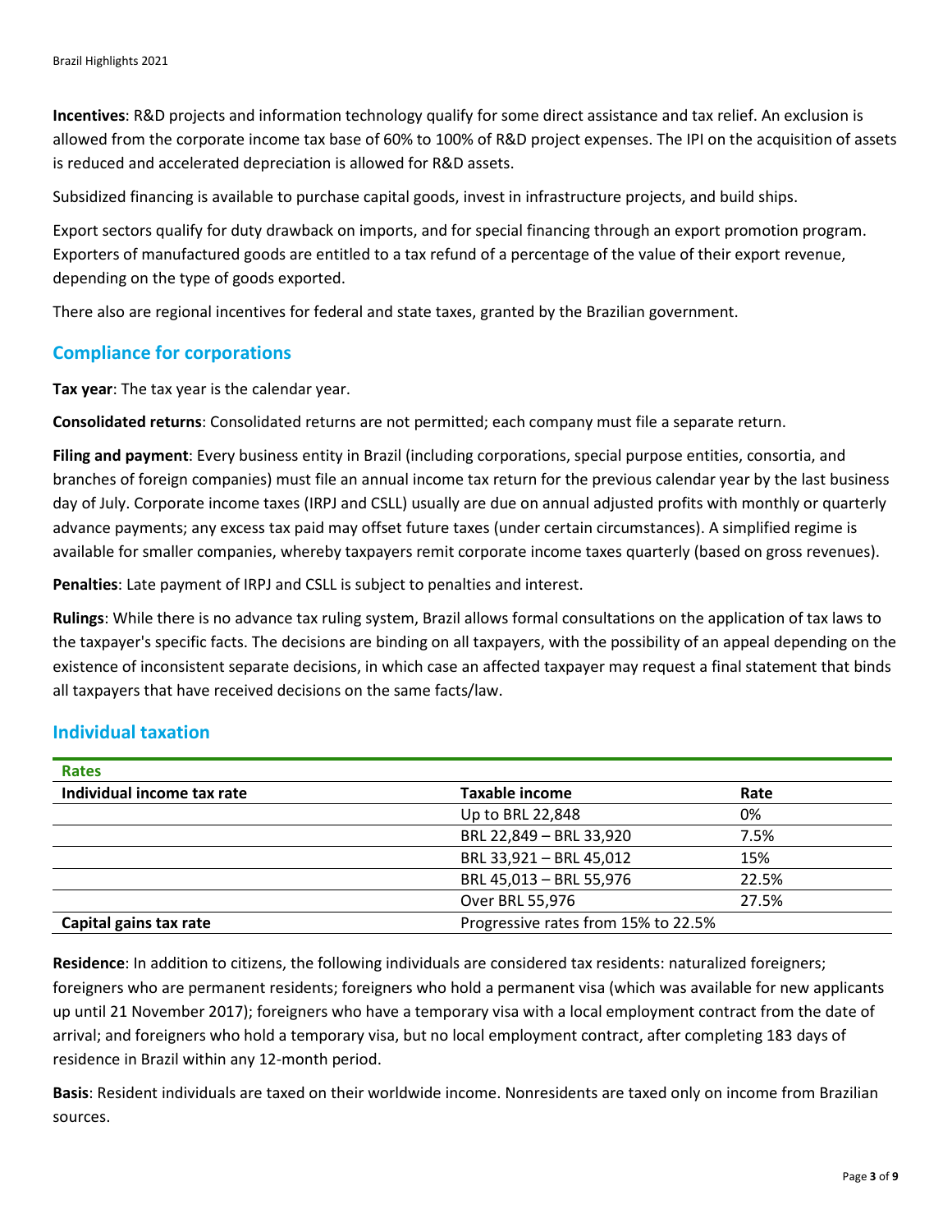**Incentives**: R&D projects and information technology qualify for some direct assistance and tax relief. An exclusion is allowed from the corporate income tax base of 60% to 100% of R&D project expenses. The IPI on the acquisition of assets is reduced and accelerated depreciation is allowed for R&D assets.

Subsidized financing is available to purchase capital goods, invest in infrastructure projects, and build ships.

Export sectors qualify for duty drawback on imports, and for special financing through an export promotion program. Exporters of manufactured goods are entitled to a tax refund of a percentage of the value of their export revenue, depending on the type of goods exported.

There also are regional incentives for federal and state taxes, granted by the Brazilian government.

## Compliance for corporations

**Tax year**: The tax year is the calendar year.

**Consolidated returns**: Consolidated returns are not permitted; each company must file a separate return.

**Filing and payment**: Every business entity in Brazil (including corporations, special purpose entities, consortia, and branches of foreign companies) must file an annual income tax return for the previous calendar year by the last business day of July. Corporate income taxes (IRPJ and CSLL) usually are due on annual adjusted profits with monthly or quarterly advance payments; any excess tax paid may offset future taxes (under certain circumstances). A simplified regime is available for smaller companies, whereby taxpayers remit corporate income taxes quarterly (based on gross revenues).

**Penalties**: Late payment of IRPJ and CSLL is subject to penalties and interest.

**Rulings**: While there is no advance tax ruling system, Brazil allows formal consultations on the application of tax laws to the taxpayer's specific facts. The decisions are binding on all taxpayers, with the possibility of an appeal depending on the existence of inconsistent separate decisions, in which case an affected taxpayer may request a final statement that binds all taxpayers that have received decisions on the same facts/law.

## Individual taxation

| Rates | | |
|---|---|---|
| **Individual income tax rate** | **Taxable income** | **Rate** |
| | Up to BRL 22,848 | 0% |
| | BRL 22,849 – BRL 33,920 | 7.5% |
| | BRL 33,921 – BRL 45,012 | 15% |
| | BRL 45,013 – BRL 55,976 | 22.5% |
| | Over BRL 55,976 | 27.5% |
| **Capital gains tax rate** | Progressive rates from 15% to 22.5% | |

**Residence**: In addition to citizens, the following individuals are considered tax residents: naturalized foreigners; foreigners who are permanent residents; foreigners who hold a permanent visa (which was available for new applicants up until 21 November 2017); foreigners who have a temporary visa with a local employment contract from the date of arrival; and foreigners who hold a temporary visa, but no local employment contract, after completing 183 days of residence in Brazil within any 12-month period.

**Basis**: Resident individuals are taxed on their worldwide income. Nonresidents are taxed only on income from Brazilian sources.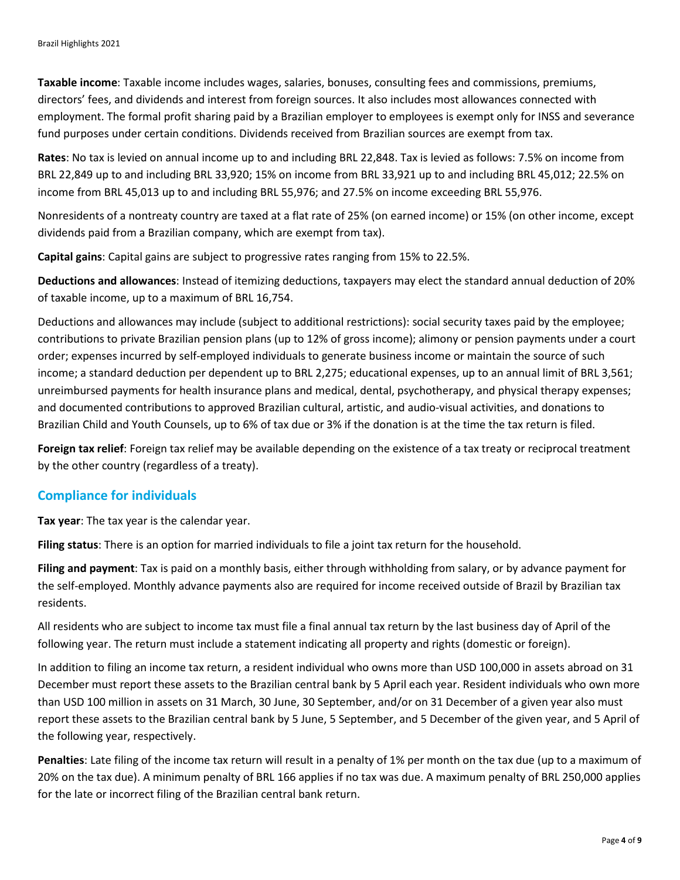**Taxable income**: Taxable income includes wages, salaries, bonuses, consulting fees and commissions, premiums, directors' fees, and dividends and interest from foreign sources. It also includes most allowances connected with employment. The formal profit sharing paid by a Brazilian employer to employees is exempt only for INSS and severance fund purposes under certain conditions. Dividends received from Brazilian sources are exempt from tax.

**Rates**: No tax is levied on annual income up to and including BRL 22,848. Tax is levied as follows: 7.5% on income from BRL 22,849 up to and including BRL 33,920; 15% on income from BRL 33,921 up to and including BRL 45,012; 22.5% on income from BRL 45,013 up to and including BRL 55,976; and 27.5% on income exceeding BRL 55,976.

Nonresidents of a nontreaty country are taxed at a flat rate of 25% (on earned income) or 15% (on other income, except dividends paid from a Brazilian company, which are exempt from tax).

**Capital gains**: Capital gains are subject to progressive rates ranging from 15% to 22.5%.

**Deductions and allowances**: Instead of itemizing deductions, taxpayers may elect the standard annual deduction of 20% of taxable income, up to a maximum of BRL 16,754.

Deductions and allowances may include (subject to additional restrictions): social security taxes paid by the employee; contributions to private Brazilian pension plans (up to 12% of gross income); alimony or pension payments under a court order; expenses incurred by self-employed individuals to generate business income or maintain the source of such income; a standard deduction per dependent up to BRL 2,275; educational expenses, up to an annual limit of BRL 3,561; unreimbursed payments for health insurance plans and medical, dental, psychotherapy, and physical therapy expenses; and documented contributions to approved Brazilian cultural, artistic, and audio-visual activities, and donations to Brazilian Child and Youth Counsels, up to 6% of tax due or 3% if the donation is at the time the tax return is filed.

**Foreign tax relief**: Foreign tax relief may be available depending on the existence of a tax treaty or reciprocal treatment by the other country (regardless of a treaty).

## Compliance for individuals

**Tax year**: The tax year is the calendar year.

**Filing status**: There is an option for married individuals to file a joint tax return for the household.

**Filing and payment**: Tax is paid on a monthly basis, either through withholding from salary, or by advance payment for the self-employed. Monthly advance payments also are required for income received outside of Brazil by Brazilian tax residents.

All residents who are subject to income tax must file a final annual tax return by the last business day of April of the following year. The return must include a statement indicating all property and rights (domestic or foreign).

In addition to filing an income tax return, a resident individual who owns more than USD 100,000 in assets abroad on 31 December must report these assets to the Brazilian central bank by 5 April each year. Resident individuals who own more than USD 100 million in assets on 31 March, 30 June, 30 September, and/or on 31 December of a given year also must report these assets to the Brazilian central bank by 5 June, 5 September, and 5 December of the given year, and 5 April of the following year, respectively.

**Penalties**: Late filing of the income tax return will result in a penalty of 1% per month on the tax due (up to a maximum of 20% on the tax due). A minimum penalty of BRL 166 applies if no tax was due. A maximum penalty of BRL 250,000 applies for the late or incorrect filing of the Brazilian central bank return.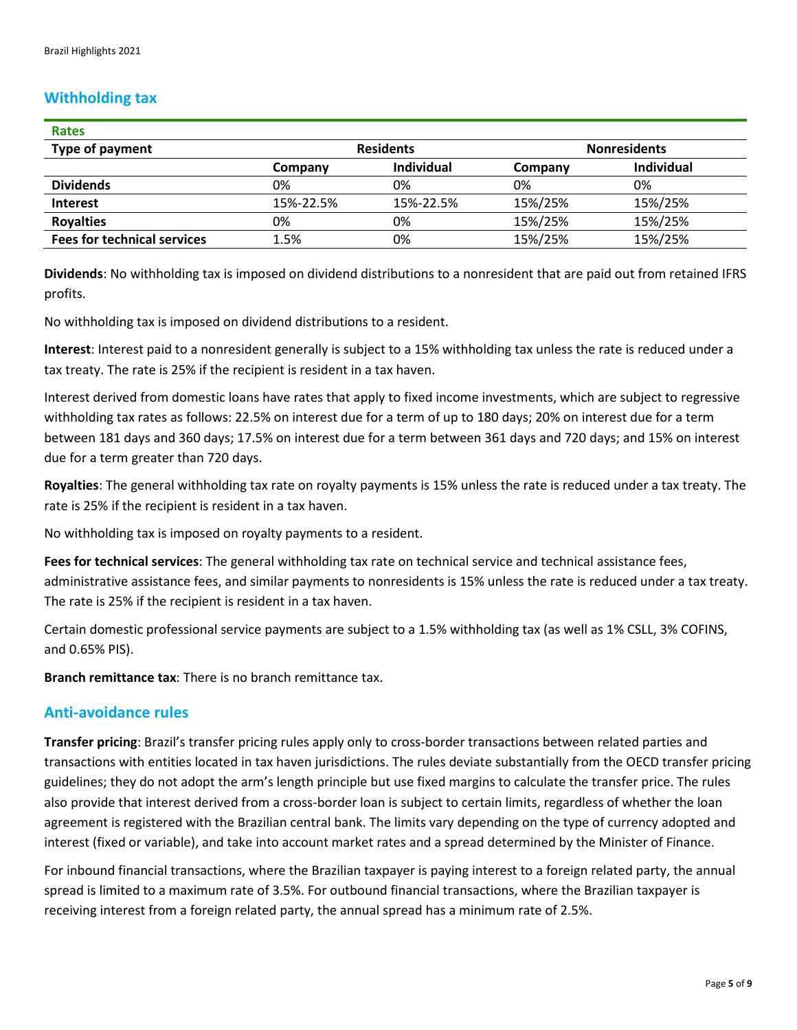## Withholding tax

| Rates | | | | |
|---|---|---|---|---|
| **Type of payment** | **Residents** | | **Nonresidents** | |
| | **Company** | **Individual** | **Company** | **Individual** |
| **Dividends** | 0% | 0% | 0% | 0% |
| **Interest** | 15%-22.5% | 15%-22.5% | 15%/25% | 15%/25% |
| **Royalties** | 0% | 0% | 15%/25% | 15%/25% |
| **Fees for technical services** | 1.5% | 0% | 15%/25% | 15%/25% |

**Dividends**: No withholding tax is imposed on dividend distributions to a nonresident that are paid out from retained IFRS profits.

No withholding tax is imposed on dividend distributions to a resident.

**Interest**: Interest paid to a nonresident generally is subject to a 15% withholding tax unless the rate is reduced under a tax treaty. The rate is 25% if the recipient is resident in a tax haven.

Interest derived from domestic loans have rates that apply to fixed income investments, which are subject to regressive withholding tax rates as follows: 22.5% on interest due for a term of up to 180 days; 20% on interest due for a term between 181 days and 360 days; 17.5% on interest due for a term between 361 days and 720 days; and 15% on interest due for a term greater than 720 days.

**Royalties**: The general withholding tax rate on royalty payments is 15% unless the rate is reduced under a tax treaty. The rate is 25% if the recipient is resident in a tax haven.

No withholding tax is imposed on royalty payments to a resident.

**Fees for technical services**: The general withholding tax rate on technical service and technical assistance fees, administrative assistance fees, and similar payments to nonresidents is 15% unless the rate is reduced under a tax treaty. The rate is 25% if the recipient is resident in a tax haven.

Certain domestic professional service payments are subject to a 1.5% withholding tax (as well as 1% CSLL, 3% COFINS, and 0.65% PIS).

**Branch remittance tax**: There is no branch remittance tax.

## Anti-avoidance rules

**Transfer pricing**: Brazil's transfer pricing rules apply only to cross-border transactions between related parties and transactions with entities located in tax haven jurisdictions. The rules deviate substantially from the OECD transfer pricing guidelines; they do not adopt the arm's length principle but use fixed margins to calculate the transfer price. The rules also provide that interest derived from a cross-border loan is subject to certain limits, regardless of whether the loan agreement is registered with the Brazilian central bank. The limits vary depending on the type of currency adopted and interest (fixed or variable), and take into account market rates and a spread determined by the Minister of Finance.

For inbound financial transactions, where the Brazilian taxpayer is paying interest to a foreign related party, the annual spread is limited to a maximum rate of 3.5%. For outbound financial transactions, where the Brazilian taxpayer is receiving interest from a foreign related party, the annual spread has a minimum rate of 2.5%.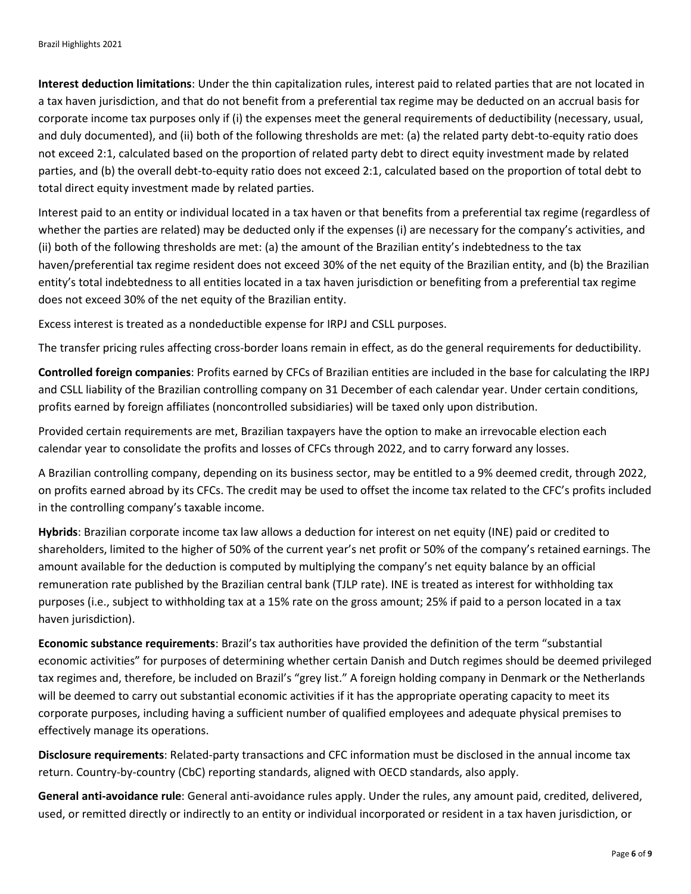**Interest deduction limitations**: Under the thin capitalization rules, interest paid to related parties that are not located in a tax haven jurisdiction, and that do not benefit from a preferential tax regime may be deducted on an accrual basis for corporate income tax purposes only if (i) the expenses meet the general requirements of deductibility (necessary, usual, and duly documented), and (ii) both of the following thresholds are met: (a) the related party debt-to-equity ratio does not exceed 2:1, calculated based on the proportion of related party debt to direct equity investment made by related parties, and (b) the overall debt-to-equity ratio does not exceed 2:1, calculated based on the proportion of total debt to total direct equity investment made by related parties.

Interest paid to an entity or individual located in a tax haven or that benefits from a preferential tax regime (regardless of whether the parties are related) may be deducted only if the expenses (i) are necessary for the company's activities, and (ii) both of the following thresholds are met: (a) the amount of the Brazilian entity's indebtedness to the tax haven/preferential tax regime resident does not exceed 30% of the net equity of the Brazilian entity, and (b) the Brazilian entity's total indebtedness to all entities located in a tax haven jurisdiction or benefiting from a preferential tax regime does not exceed 30% of the net equity of the Brazilian entity.

Excess interest is treated as a nondeductible expense for IRPJ and CSLL purposes.

The transfer pricing rules affecting cross-border loans remain in effect, as do the general requirements for deductibility.

**Controlled foreign companies**: Profits earned by CFCs of Brazilian entities are included in the base for calculating the IRPJ and CSLL liability of the Brazilian controlling company on 31 December of each calendar year. Under certain conditions, profits earned by foreign affiliates (noncontrolled subsidiaries) will be taxed only upon distribution.

Provided certain requirements are met, Brazilian taxpayers have the option to make an irrevocable election each calendar year to consolidate the profits and losses of CFCs through 2022, and to carry forward any losses.

A Brazilian controlling company, depending on its business sector, may be entitled to a 9% deemed credit, through 2022, on profits earned abroad by its CFCs. The credit may be used to offset the income tax related to the CFC's profits included in the controlling company's taxable income.

**Hybrids**: Brazilian corporate income tax law allows a deduction for interest on net equity (INE) paid or credited to shareholders, limited to the higher of 50% of the current year's net profit or 50% of the company's retained earnings. The amount available for the deduction is computed by multiplying the company's net equity balance by an official remuneration rate published by the Brazilian central bank (TJLP rate). INE is treated as interest for withholding tax purposes (i.e., subject to withholding tax at a 15% rate on the gross amount; 25% if paid to a person located in a tax haven jurisdiction).

**Economic substance requirements**: Brazil's tax authorities have provided the definition of the term "substantial economic activities" for purposes of determining whether certain Danish and Dutch regimes should be deemed privileged tax regimes and, therefore, be included on Brazil's "grey list." A foreign holding company in Denmark or the Netherlands will be deemed to carry out substantial economic activities if it has the appropriate operating capacity to meet its corporate purposes, including having a sufficient number of qualified employees and adequate physical premises to effectively manage its operations.

**Disclosure requirements**: Related-party transactions and CFC information must be disclosed in the annual income tax return. Country-by-country (CbC) reporting standards, aligned with OECD standards, also apply.

**General anti-avoidance rule**: General anti-avoidance rules apply. Under the rules, any amount paid, credited, delivered, used, or remitted directly or indirectly to an entity or individual incorporated or resident in a tax haven jurisdiction, or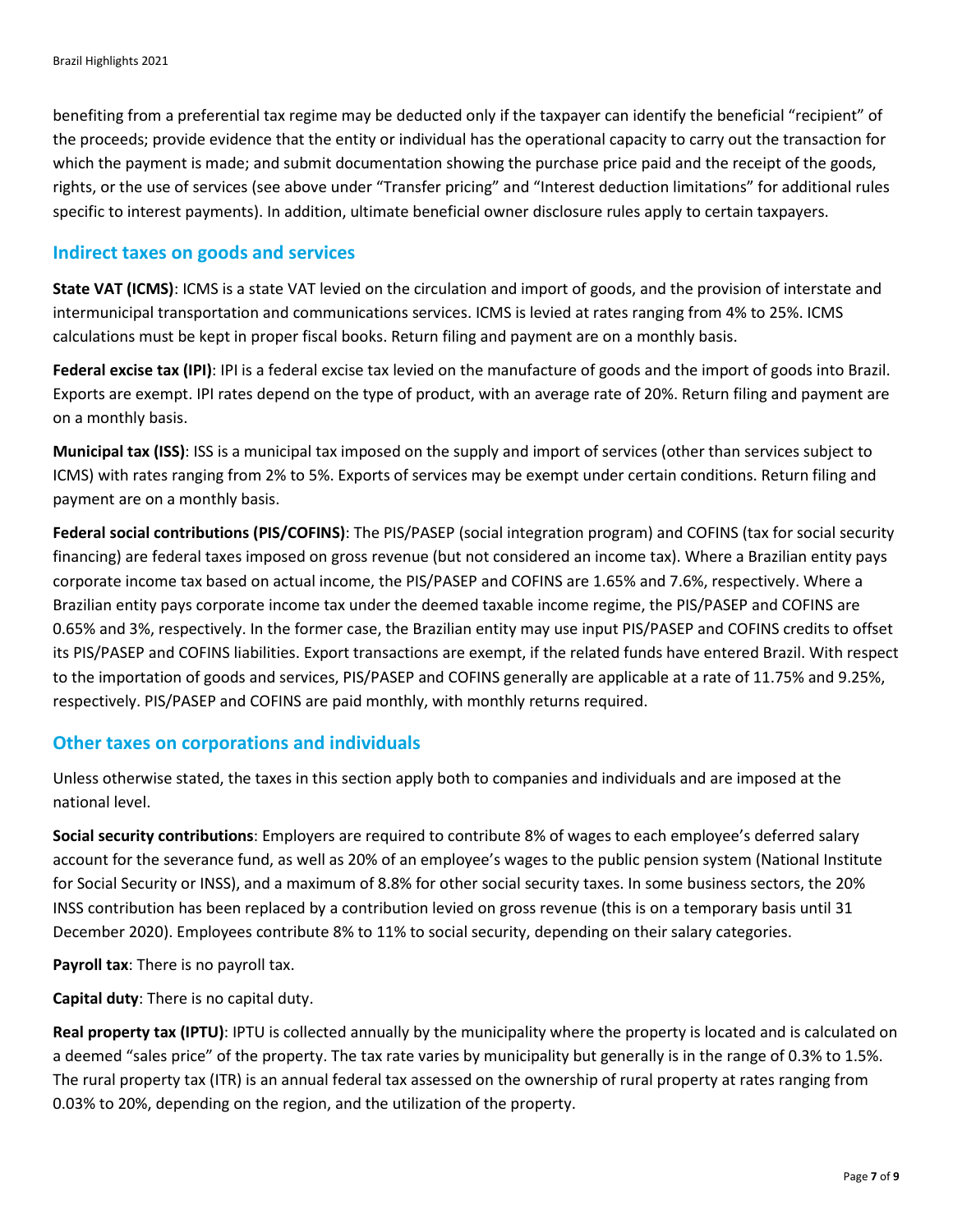benefiting from a preferential tax regime may be deducted only if the taxpayer can identify the beneficial "recipient" of the proceeds; provide evidence that the entity or individual has the operational capacity to carry out the transaction for which the payment is made; and submit documentation showing the purchase price paid and the receipt of the goods, rights, or the use of services (see above under "Transfer pricing" and "Interest deduction limitations" for additional rules specific to interest payments). In addition, ultimate beneficial owner disclosure rules apply to certain taxpayers.

## Indirect taxes on goods and services

**State VAT (ICMS)**: ICMS is a state VAT levied on the circulation and import of goods, and the provision of interstate and intermunicipal transportation and communications services. ICMS is levied at rates ranging from 4% to 25%. ICMS calculations must be kept in proper fiscal books. Return filing and payment are on a monthly basis.

**Federal excise tax (IPI)**: IPI is a federal excise tax levied on the manufacture of goods and the import of goods into Brazil. Exports are exempt. IPI rates depend on the type of product, with an average rate of 20%. Return filing and payment are on a monthly basis.

**Municipal tax (ISS)**: ISS is a municipal tax imposed on the supply and import of services (other than services subject to ICMS) with rates ranging from 2% to 5%. Exports of services may be exempt under certain conditions. Return filing and payment are on a monthly basis.

**Federal social contributions (PIS/COFINS)**: The PIS/PASEP (social integration program) and COFINS (tax for social security financing) are federal taxes imposed on gross revenue (but not considered an income tax). Where a Brazilian entity pays corporate income tax based on actual income, the PIS/PASEP and COFINS are 1.65% and 7.6%, respectively. Where a Brazilian entity pays corporate income tax under the deemed taxable income regime, the PIS/PASEP and COFINS are 0.65% and 3%, respectively. In the former case, the Brazilian entity may use input PIS/PASEP and COFINS credits to offset its PIS/PASEP and COFINS liabilities. Export transactions are exempt, if the related funds have entered Brazil. With respect to the importation of goods and services, PIS/PASEP and COFINS generally are applicable at a rate of 11.75% and 9.25%, respectively. PIS/PASEP and COFINS are paid monthly, with monthly returns required.

## Other taxes on corporations and individuals

Unless otherwise stated, the taxes in this section apply both to companies and individuals and are imposed at the national level.

**Social security contributions**: Employers are required to contribute 8% of wages to each employee's deferred salary account for the severance fund, as well as 20% of an employee's wages to the public pension system (National Institute for Social Security or INSS), and a maximum of 8.8% for other social security taxes. In some business sectors, the 20% INSS contribution has been replaced by a contribution levied on gross revenue (this is on a temporary basis until 31 December 2020). Employees contribute 8% to 11% to social security, depending on their salary categories.

**Payroll tax**: There is no payroll tax.

**Capital duty**: There is no capital duty.

**Real property tax (IPTU)**: IPTU is collected annually by the municipality where the property is located and is calculated on a deemed "sales price" of the property. The tax rate varies by municipality but generally is in the range of 0.3% to 1.5%. The rural property tax (ITR) is an annual federal tax assessed on the ownership of rural property at rates ranging from 0.03% to 20%, depending on the region, and the utilization of the property.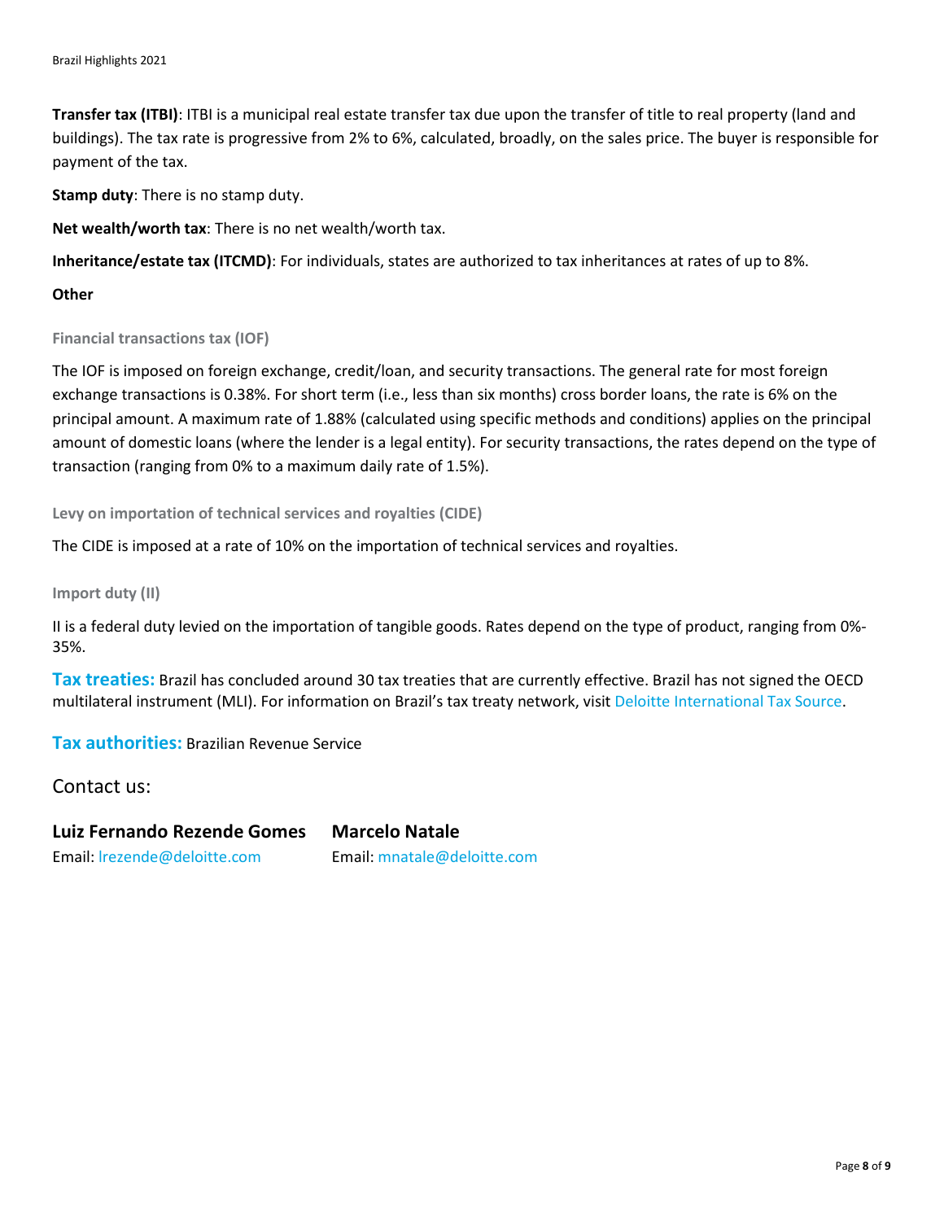**Transfer tax (ITBI)**: ITBI is a municipal real estate transfer tax due upon the transfer of title to real property (land and buildings). The tax rate is progressive from 2% to 6%, calculated, broadly, on the sales price. The buyer is responsible for payment of the tax.

**Stamp duty**: There is no stamp duty.

**Net wealth/worth tax**: There is no net wealth/worth tax.

**Inheritance/estate tax (ITCMD)**: For individuals, states are authorized to tax inheritances at rates of up to 8%.

**Other**

#### Financial transactions tax (IOF)

The IOF is imposed on foreign exchange, credit/loan, and security transactions. The general rate for most foreign exchange transactions is 0.38%. For short term (i.e., less than six months) cross border loans, the rate is 6% on the principal amount. A maximum rate of 1.88% (calculated using specific methods and conditions) applies on the principal amount of domestic loans (where the lender is a legal entity). For security transactions, the rates depend on the type of transaction (ranging from 0% to a maximum daily rate of 1.5%).

#### Levy on importation of technical services and royalties (CIDE)

The CIDE is imposed at a rate of 10% on the importation of technical services and royalties.

#### Import duty (II)

II is a federal duty levied on the importation of tangible goods. Rates depend on the type of product, ranging from 0%-35%.

**Tax treaties:** Brazil has concluded around 30 tax treaties that are currently effective. Brazil has not signed the OECD multilateral instrument (MLI). For information on Brazil's tax treaty network, visit Deloitte International Tax Source.

**Tax authorities:** Brazilian Revenue Service

## Contact us:

**Luiz Fernando Rezende Gomes**
Email: lrezende@deloitte.com

**Marcelo Natale**
Email: mnatale@deloitte.com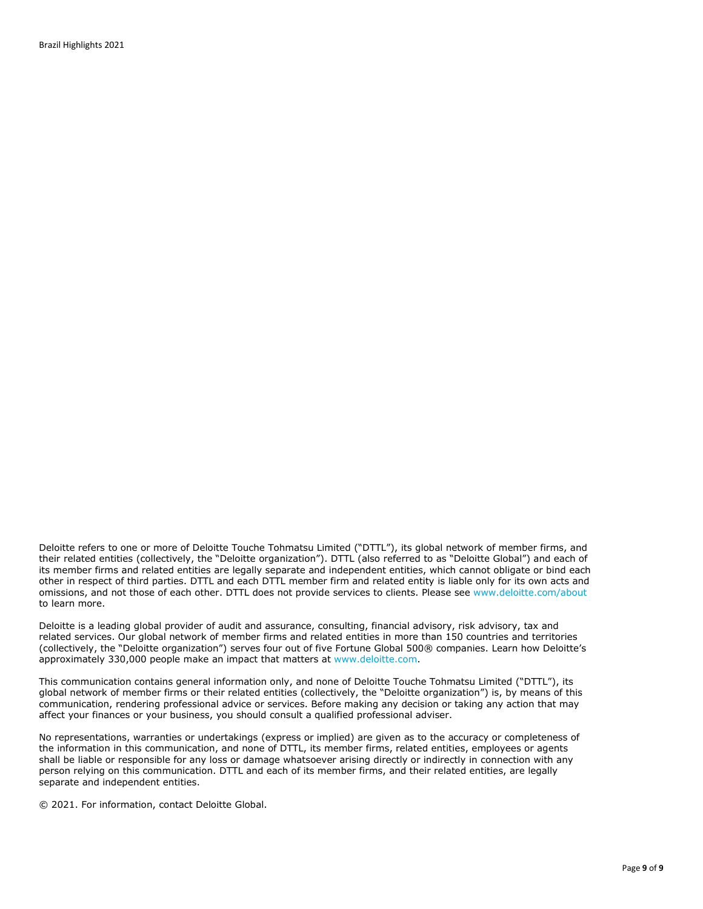Deloitte refers to one or more of Deloitte Touche Tohmatsu Limited ("DTTL"), its global network of member firms, and their related entities (collectively, the "Deloitte organization"). DTTL (also referred to as "Deloitte Global") and each of its member firms and related entities are legally separate and independent entities, which cannot obligate or bind each other in respect of third parties. DTTL and each DTTL member firm and related entity is liable only for its own acts and omissions, and not those of each other. DTTL does not provide services to clients. Please see www.deloitte.com/about to learn more.

Deloitte is a leading global provider of audit and assurance, consulting, financial advisory, risk advisory, tax and related services. Our global network of member firms and related entities in more than 150 countries and territories (collectively, the "Deloitte organization") serves four out of five Fortune Global 500® companies. Learn how Deloitte's approximately 330,000 people make an impact that matters at www.deloitte.com.

This communication contains general information only, and none of Deloitte Touche Tohmatsu Limited ("DTTL"), its global network of member firms or their related entities (collectively, the "Deloitte organization") is, by means of this communication, rendering professional advice or services. Before making any decision or taking any action that may affect your finances or your business, you should consult a qualified professional adviser.

No representations, warranties or undertakings (express or implied) are given as to the accuracy or completeness of the information in this communication, and none of DTTL, its member firms, related entities, employees or agents shall be liable or responsible for any loss or damage whatsoever arising directly or indirectly in connection with any person relying on this communication. DTTL and each of its member firms, and their related entities, are legally separate and independent entities.

© 2021. For information, contact Deloitte Global.